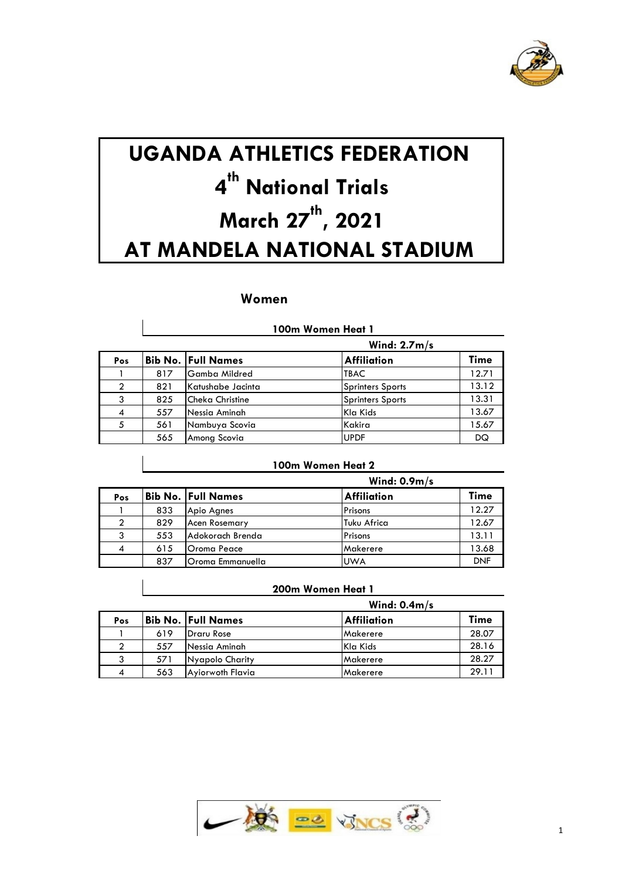# UGANDA ATHLETICS FEDERATION

# 4th National Trials

# March 27th, 2021

# AT MANDELA NATIONAL STADIUM

## Women

### 100m Women Heat 1

Wind: 2.7m/s

| Pos | Bib No. | Full Names | Affiliation | Time |
|---|---|---|---|---|
| 1 | 817 | Gamba Mildred | TBAC | 12.71 |
| 2 | 821 | Katushabe Jacinta | Sprinters Sports | 13.12 |
| 3 | 825 | Cheka Christine | Sprinters Sports | 13.31 |
| 4 | 557 | Nessia Aminah | Kla Kids | 13.67 |
| 5 | 561 | Nambuya Scovia | Kakira | 15.67 |
| | 565 | Among Scovia | UPDF | DQ |

### 100m Women Heat 2

Wind: 0.9m/s

| Pos | Bib No. | Full Names | Affiliation | Time |
|---|---|---|---|---|
| 1 | 833 | Apio Agnes | Prisons | 12.27 |
| 2 | 829 | Acen Rosemary | Tuku Africa | 12.67 |
| 3 | 553 | Adokorach Brenda | Prisons | 13.11 |
| 4 | 615 | Oroma Peace | Makerere | 13.68 |
| | 837 | Oroma Emmanuella | UWA | DNF |

### 200m Women Heat 1

Wind: 0.4m/s

| Pos | Bib No. | Full Names | Affiliation | Time |
|---|---|---|---|---|
| 1 | 619 | Draru Rose | Makerere | 28.07 |
| 2 | 557 | Nessia Aminah | Kla Kids | 28.16 |
| 3 | 571 | Nyapolo Charity | Makerere | 28.27 |
| 4 | 563 | Ayiorwoth Flavia | Makerere | 29.11 |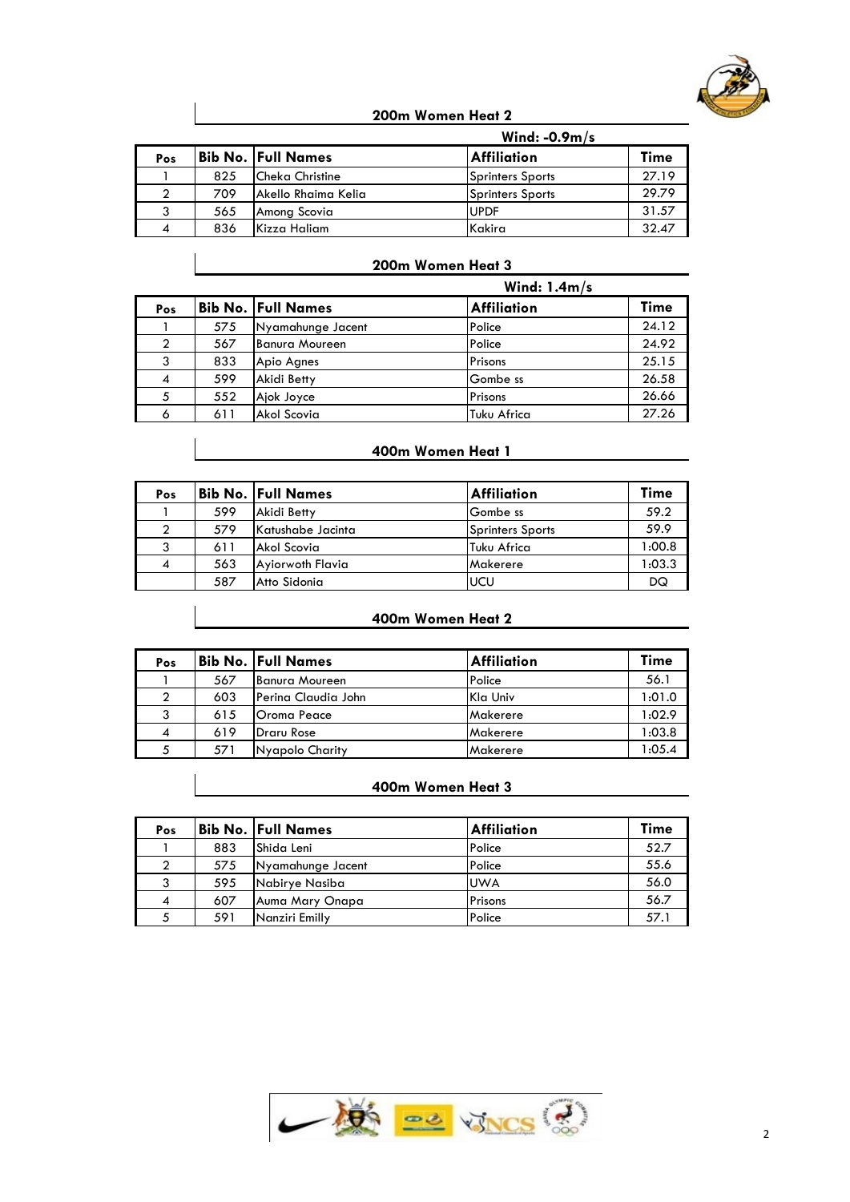## 200m Women Heat 2

Wind: -0.9m/s

| Pos | Bib No. | Full Names | Affiliation | Time |
|---|---|---|---|---|
| 1 | 825 | Cheka Christine | Sprinters Sports | 27.19 |
| 2 | 709 | Akello Rhaima Kelia | Sprinters Sports | 29.79 |
| 3 | 565 | Among Scovia | UPDF | 31.57 |
| 4 | 836 | Kizza Haliam | Kakira | 32.47 |

## 200m Women Heat 3

Wind: 1.4m/s

| Pos | Bib No. | Full Names | Affiliation | Time |
|---|---|---|---|---|
| 1 | 575 | Nyamahunge Jacent | Police | 24.12 |
| 2 | 567 | Banura Moureen | Police | 24.92 |
| 3 | 833 | Apio Agnes | Prisons | 25.15 |
| 4 | 599 | Akidi Betty | Gombe ss | 26.58 |
| 5 | 552 | Ajok Joyce | Prisons | 26.66 |
| 6 | 611 | Akol Scovia | Tuku Africa | 27.26 |

## 400m Women Heat 1

| Pos | Bib No. | Full Names | Affiliation | Time |
|---|---|---|---|---|
| 1 | 599 | Akidi Betty | Gombe ss | 59.2 |
| 2 | 579 | Katushabe Jacinta | Sprinters Sports | 59.9 |
| 3 | 611 | Akol Scovia | Tuku Africa | 1:00.8 |
| 4 | 563 | Ayiorwoth Flavia | Makerere | 1:03.3 |
| | 587 | Atto Sidonia | UCU | DQ |

## 400m Women Heat 2

| Pos | Bib No. | Full Names | Affiliation | Time |
|---|---|---|---|---|
| 1 | 567 | Banura Moureen | Police | 56.1 |
| 2 | 603 | Perina Claudia John | Kla Univ | 1:01.0 |
| 3 | 615 | Oroma Peace | Makerere | 1:02.9 |
| 4 | 619 | Draru Rose | Makerere | 1:03.8 |
| 5 | 571 | Nyapolo Charity | Makerere | 1:05.4 |

## 400m Women Heat 3

| Pos | Bib No. | Full Names | Affiliation | Time |
|---|---|---|---|---|
| 1 | 883 | Shida Leni | Police | 52.7 |
| 2 | 575 | Nyamahunge Jacent | Police | 55.6 |
| 3 | 595 | Nabirye Nasiba | UWA | 56.0 |
| 4 | 607 | Auma Mary Onapa | Prisons | 56.7 |
| 5 | 591 | Nanziri Emilly | Police | 57.1 |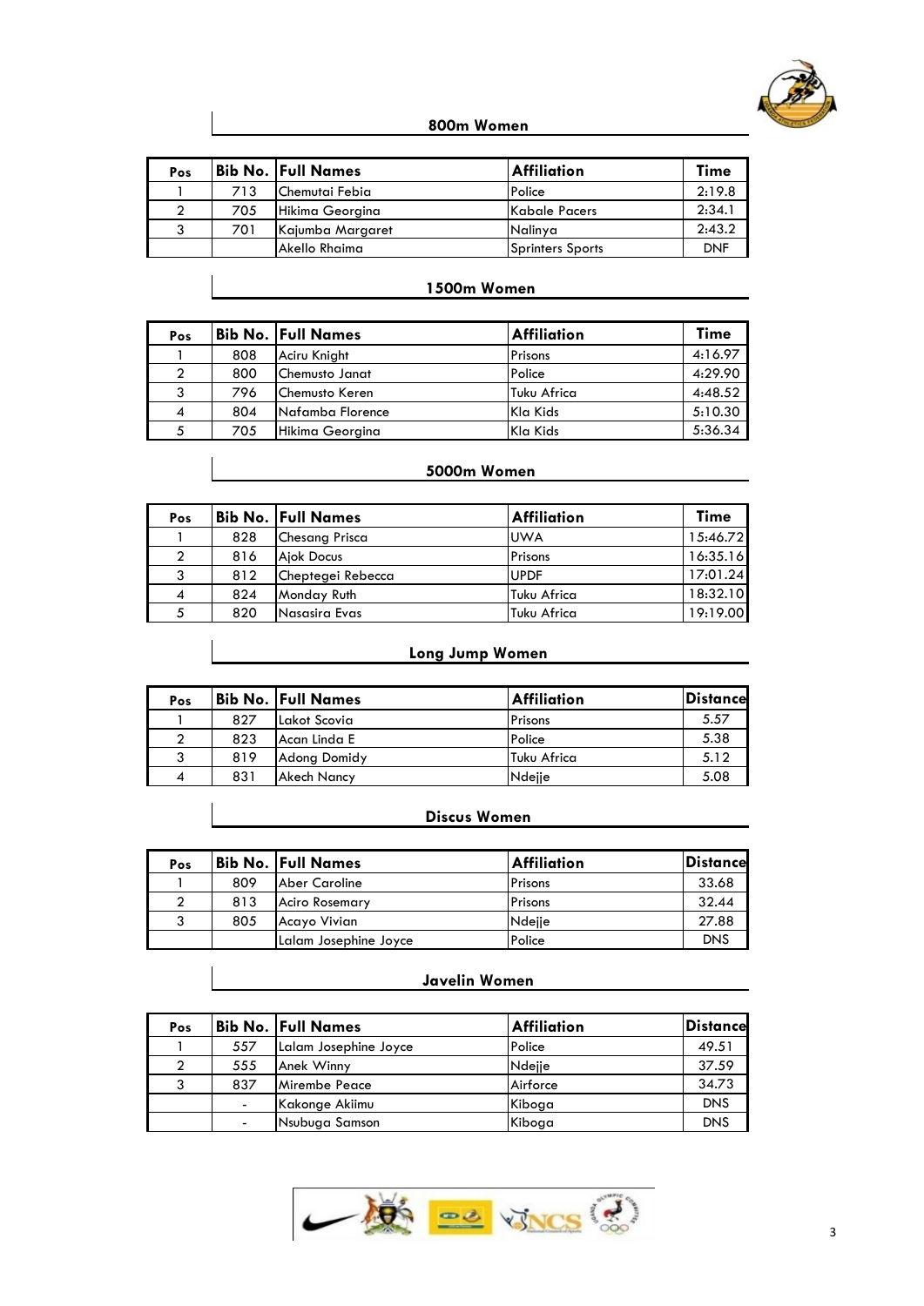## 800m Women

| Pos | Bib No. | Full Names | Affiliation | Time |
| --- | --- | --- | --- | --- |
| 1 | 713 | Chemutai Febia | Police | 2:19.8 |
| 2 | 705 | Hikima Georgina | Kabale Pacers | 2:34.1 |
| 3 | 701 | Kajumba Margaret | Nalinya | 2:43.2 |
| | | Akello Rhaima | Sprinters Sports | DNF |

## 1500m Women

| Pos | Bib No. | Full Names | Affiliation | Time |
| --- | --- | --- | --- | --- |
| 1 | 808 | Aciru Knight | Prisons | 4:16.97 |
| 2 | 800 | Chemusto Janat | Police | 4:29.90 |
| 3 | 796 | Chemusto Keren | Tuku Africa | 4:48.52 |
| 4 | 804 | Nafamba Florence | Kla Kids | 5:10.30 |
| 5 | 705 | Hikima Georgina | Kla Kids | 5:36.34 |

## 5000m Women

| Pos | Bib No. | Full Names | Affiliation | Time |
| --- | --- | --- | --- | --- |
| 1 | 828 | Chesang Prisca | UWA | 15:46.72 |
| 2 | 816 | Ajok Docus | Prisons | 16:35.16 |
| 3 | 812 | Cheptegei Rebecca | UPDF | 17:01.24 |
| 4 | 824 | Monday Ruth | Tuku Africa | 18:32.10 |
| 5 | 820 | Nasasira Evas | Tuku Africa | 19:19.00 |

## Long Jump Women

| Pos | Bib No. | Full Names | Affiliation | Distance |
| --- | --- | --- | --- | --- |
| 1 | 827 | Lakot Scovia | Prisons | 5.57 |
| 2 | 823 | Acan Linda E | Police | 5.38 |
| 3 | 819 | Adong Domidy | Tuku Africa | 5.12 |
| 4 | 831 | Akech Nancy | Ndejje | 5.08 |

## Discus Women

| Pos | Bib No. | Full Names | Affiliation | Distance |
| --- | --- | --- | --- | --- |
| 1 | 809 | Aber Caroline | Prisons | 33.68 |
| 2 | 813 | Aciro Rosemary | Prisons | 32.44 |
| 3 | 805 | Acayo Vivian | Ndejje | 27.88 |
| | | Lalam Josephine Joyce | Police | DNS |

## Javelin Women

| Pos | Bib No. | Full Names | Affiliation | Distance |
| --- | --- | --- | --- | --- |
| 1 | 557 | Lalam Josephine Joyce | Police | 49.51 |
| 2 | 555 | Anek Winny | Ndejje | 37.59 |
| 3 | 837 | Mirembe Peace | Airforce | 34.73 |
| | - | Kakonge Akiimu | Kiboga | DNS |
| | - | Nsubuga Samson | Kiboga | DNS |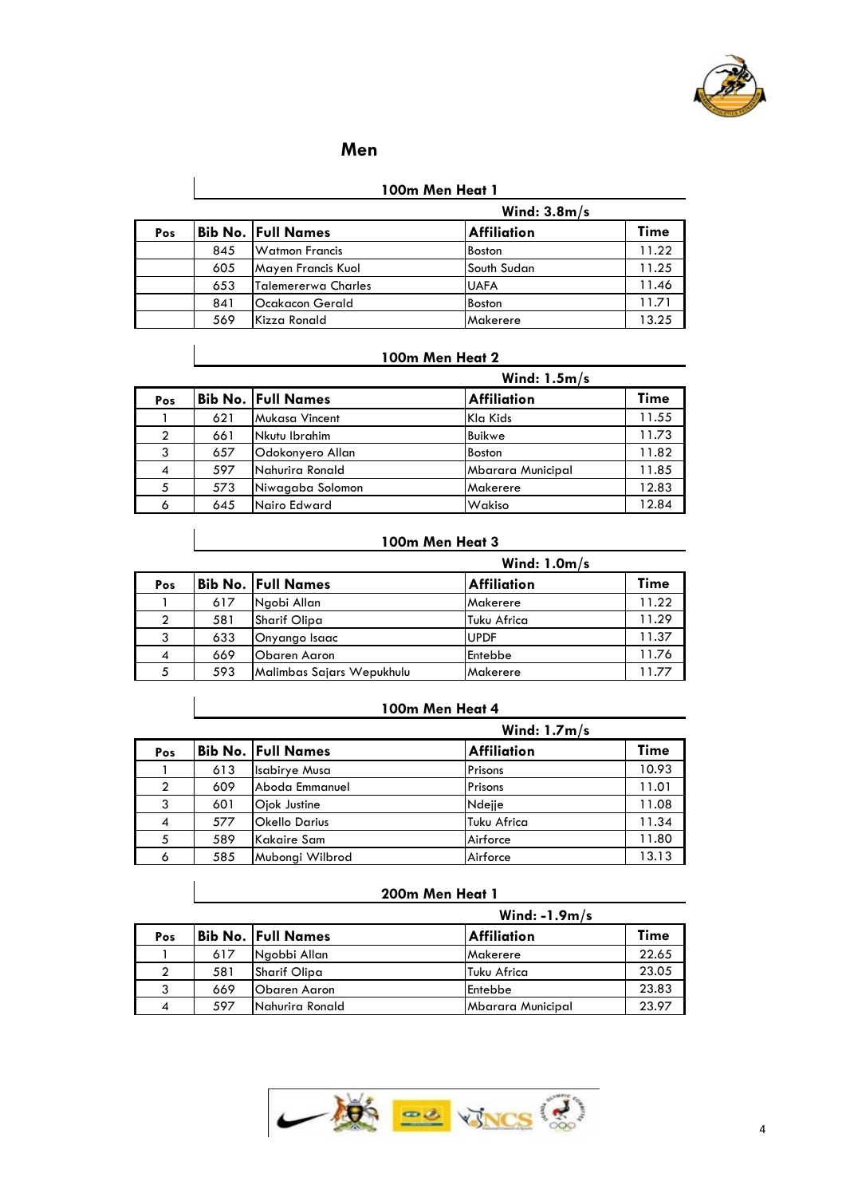## Men

### 100m Men Heat 1

Wind: 3.8m/s

| Pos | Bib No. | Full Names | Affiliation | Time |
|---|---|---|---|---|
| | 845 | Watmon Francis | Boston | 11.22 |
| | 605 | Mayen Francis Kuol | South Sudan | 11.25 |
| | 653 | Talemererwa Charles | UAFA | 11.46 |
| | 841 | Ocakacon Gerald | Boston | 11.71 |
| | 569 | Kizza Ronald | Makerere | 13.25 |

### 100m Men Heat 2

Wind: 1.5m/s

| Pos | Bib No. | Full Names | Affiliation | Time |
|---|---|---|---|---|
| 1 | 621 | Mukasa Vincent | Kla Kids | 11.55 |
| 2 | 661 | Nkutu Ibrahim | Buikwe | 11.73 |
| 3 | 657 | Odokonyero Allan | Boston | 11.82 |
| 4 | 597 | Nahurira Ronald | Mbarara Municipal | 11.85 |
| 5 | 573 | Niwagaba Solomon | Makerere | 12.83 |
| 6 | 645 | Nairo Edward | Wakiso | 12.84 |

### 100m Men Heat 3

Wind: 1.0m/s

| Pos | Bib No. | Full Names | Affiliation | Time |
|---|---|---|---|---|
| 1 | 617 | Ngobi Allan | Makerere | 11.22 |
| 2 | 581 | Sharif Olipa | Tuku Africa | 11.29 |
| 3 | 633 | Onyango Isaac | UPDF | 11.37 |
| 4 | 669 | Obaren Aaron | Entebbe | 11.76 |
| 5 | 593 | Malimbas Sajars Wepukhulu | Makerere | 11.77 |

### 100m Men Heat 4

Wind: 1.7m/s

| Pos | Bib No. | Full Names | Affiliation | Time |
|---|---|---|---|---|
| 1 | 613 | Isabirye Musa | Prisons | 10.93 |
| 2 | 609 | Aboda Emmanuel | Prisons | 11.01 |
| 3 | 601 | Ojok Justine | Ndejje | 11.08 |
| 4 | 577 | Okello Darius | Tuku Africa | 11.34 |
| 5 | 589 | Kakaire Sam | Airforce | 11.80 |
| 6 | 585 | Mubongi Wilbrod | Airforce | 13.13 |

### 200m Men Heat 1

Wind: -1.9m/s

| Pos | Bib No. | Full Names | Affiliation | Time |
|---|---|---|---|---|
| 1 | 617 | Ngobbi Allan | Makerere | 22.65 |
| 2 | 581 | Sharif Olipa | Tuku Africa | 23.05 |
| 3 | 669 | Obaren Aaron | Entebbe | 23.83 |
| 4 | 597 | Nahurira Ronald | Mbarara Municipal | 23.97 |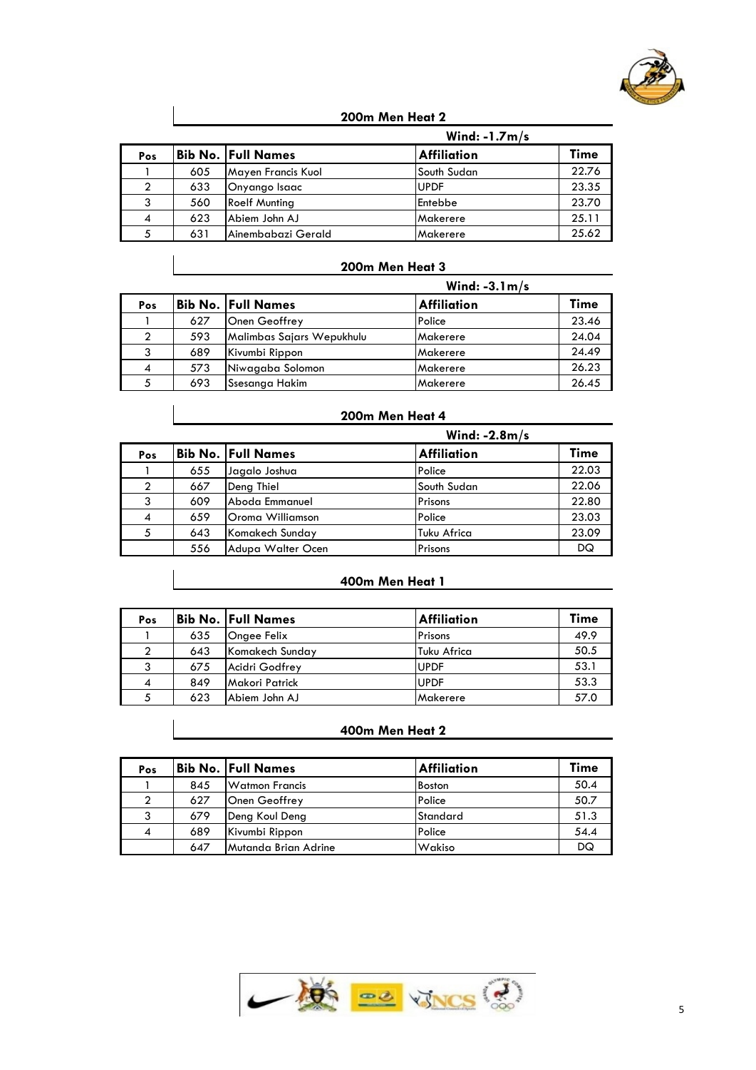### 200m Men Heat 2

**Wind: -1.7m/s**

| Pos | Bib No. | Full Names | Affiliation | Time |
|---|---|---|---|---|
| 1 | 605 | Mayen Francis Kuol | South Sudan | 22.76 |
| 2 | 633 | Onyango Isaac | UPDF | 23.35 |
| 3 | 560 | Roelf Munting | Entebbe | 23.70 |
| 4 | 623 | Abiem John AJ | Makerere | 25.11 |
| 5 | 631 | Ainembabazi Gerald | Makerere | 25.62 |

### 200m Men Heat 3

**Wind: -3.1m/s**

| Pos | Bib No. | Full Names | Affiliation | Time |
|---|---|---|---|---|
| 1 | 627 | Onen Geoffrey | Police | 23.46 |
| 2 | 593 | Malimbas Sajars Wepukhulu | Makerere | 24.04 |
| 3 | 689 | Kivumbi Rippon | Makerere | 24.49 |
| 4 | 573 | Niwagaba Solomon | Makerere | 26.23 |
| 5 | 693 | Ssesanga Hakim | Makerere | 26.45 |

### 200m Men Heat 4

**Wind: -2.8m/s**

| Pos | Bib No. | Full Names | Affiliation | Time |
|---|---|---|---|---|
| 1 | 655 | Jagalo Joshua | Police | 22.03 |
| 2 | 667 | Deng Thiel | South Sudan | 22.06 |
| 3 | 609 | Aboda Emmanuel | Prisons | 22.80 |
| 4 | 659 | Oroma Williamson | Police | 23.03 |
| 5 | 643 | Komakech Sunday | Tuku Africa | 23.09 |
| | 556 | Adupa Walter Ocen | Prisons | DQ |

### 400m Men Heat 1

| Pos | Bib No. | Full Names | Affiliation | Time |
|---|---|---|---|---|
| 1 | 635 | Ongee Felix | Prisons | 49.9 |
| 2 | 643 | Komakech Sunday | Tuku Africa | 50.5 |
| 3 | 675 | Acidri Godfrey | UPDF | 53.1 |
| 4 | 849 | Makori Patrick | UPDF | 53.3 |
| 5 | 623 | Abiem John AJ | Makerere | 57.0 |

### 400m Men Heat 2

| Pos | Bib No. | Full Names | Affiliation | Time |
|---|---|---|---|---|
| 1 | 845 | Watmon Francis | Boston | 50.4 |
| 2 | 627 | Onen Geoffrey | Police | 50.7 |
| 3 | 679 | Deng Koul Deng | Standard | 51.3 |
| 4 | 689 | Kivumbi Rippon | Police | 54.4 |
| | 647 | Mutanda Brian Adrine | Wakiso | DQ |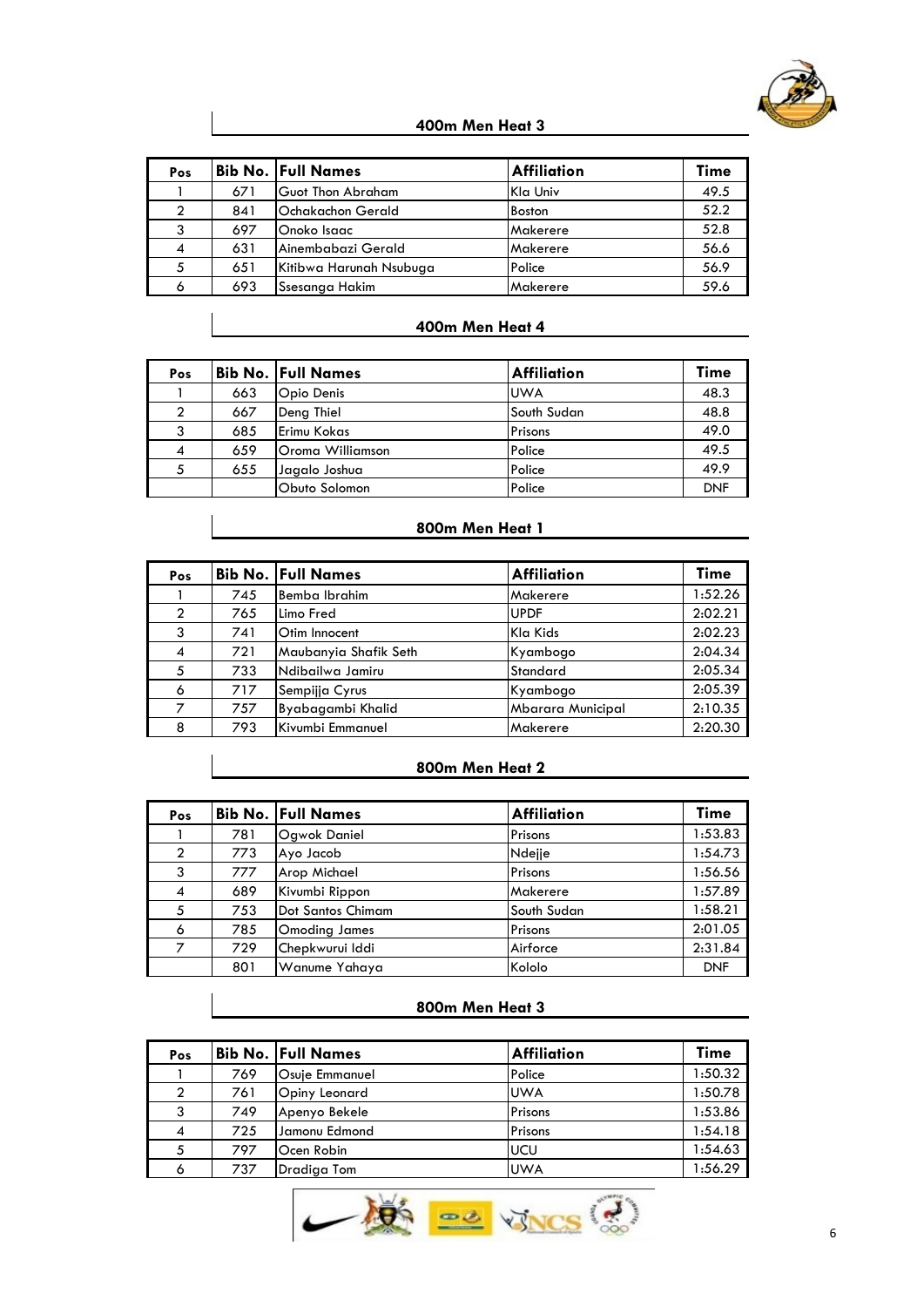## 400m Men Heat 3

| Pos | Bib No. | Full Names | Affiliation | Time |
|---|---|---|---|---|
| 1 | 671 | Guot Thon Abraham | Kla Univ | 49.5 |
| 2 | 841 | Ochakachon Gerald | Boston | 52.2 |
| 3 | 697 | Onoko Isaac | Makerere | 52.8 |
| 4 | 631 | Ainembabazi Gerald | Makerere | 56.6 |
| 5 | 651 | Kitibwa Harunah Nsubuga | Police | 56.9 |
| 6 | 693 | Ssesanga Hakim | Makerere | 59.6 |

## 400m Men Heat 4

| Pos | Bib No. | Full Names | Affiliation | Time |
|---|---|---|---|---|
| 1 | 663 | Opio Denis | UWA | 48.3 |
| 2 | 667 | Deng Thiel | South Sudan | 48.8 |
| 3 | 685 | Erimu Kokas | Prisons | 49.0 |
| 4 | 659 | Oroma Williamson | Police | 49.5 |
| 5 | 655 | Jagalo Joshua | Police | 49.9 |
| | | Obuto Solomon | Police | DNF |

## 800m Men Heat 1

| Pos | Bib No. | Full Names | Affiliation | Time |
|---|---|---|---|---|
| 1 | 745 | Bemba Ibrahim | Makerere | 1:52.26 |
| 2 | 765 | Limo Fred | UPDF | 2:02.21 |
| 3 | 741 | Otim Innocent | Kla Kids | 2:02.23 |
| 4 | 721 | Maubanyia Shafik Seth | Kyambogo | 2:04.34 |
| 5 | 733 | Ndibailwa Jamiru | Standard | 2:05.34 |
| 6 | 717 | Sempijja Cyrus | Kyambogo | 2:05.39 |
| 7 | 757 | Byabagambi Khalid | Mbarara Municipal | 2:10.35 |
| 8 | 793 | Kivumbi Emmanuel | Makerere | 2:20.30 |

## 800m Men Heat 2

| Pos | Bib No. | Full Names | Affiliation | Time |
|---|---|---|---|---|
| 1 | 781 | Ogwok Daniel | Prisons | 1:53.83 |
| 2 | 773 | Ayo Jacob | Ndejje | 1:54.73 |
| 3 | 777 | Arop Michael | Prisons | 1:56.56 |
| 4 | 689 | Kivumbi Rippon | Makerere | 1:57.89 |
| 5 | 753 | Dot Santos Chimam | South Sudan | 1:58.21 |
| 6 | 785 | Omoding James | Prisons | 2:01.05 |
| 7 | 729 | Chepkwurui Iddi | Airforce | 2:31.84 |
| | 801 | Wanume Yahaya | Kololo | DNF |

## 800m Men Heat 3

| Pos | Bib No. | Full Names | Affiliation | Time |
|---|---|---|---|---|
| 1 | 769 | Osuje Emmanuel | Police | 1:50.32 |
| 2 | 761 | Opiny Leonard | UWA | 1:50.78 |
| 3 | 749 | Apenyo Bekele | Prisons | 1:53.86 |
| 4 | 725 | Jamonu Edmond | Prisons | 1:54.18 |
| 5 | 797 | Ocen Robin | UCU | 1:54.63 |
| 6 | 737 | Dradiga Tom | UWA | 1:56.29 |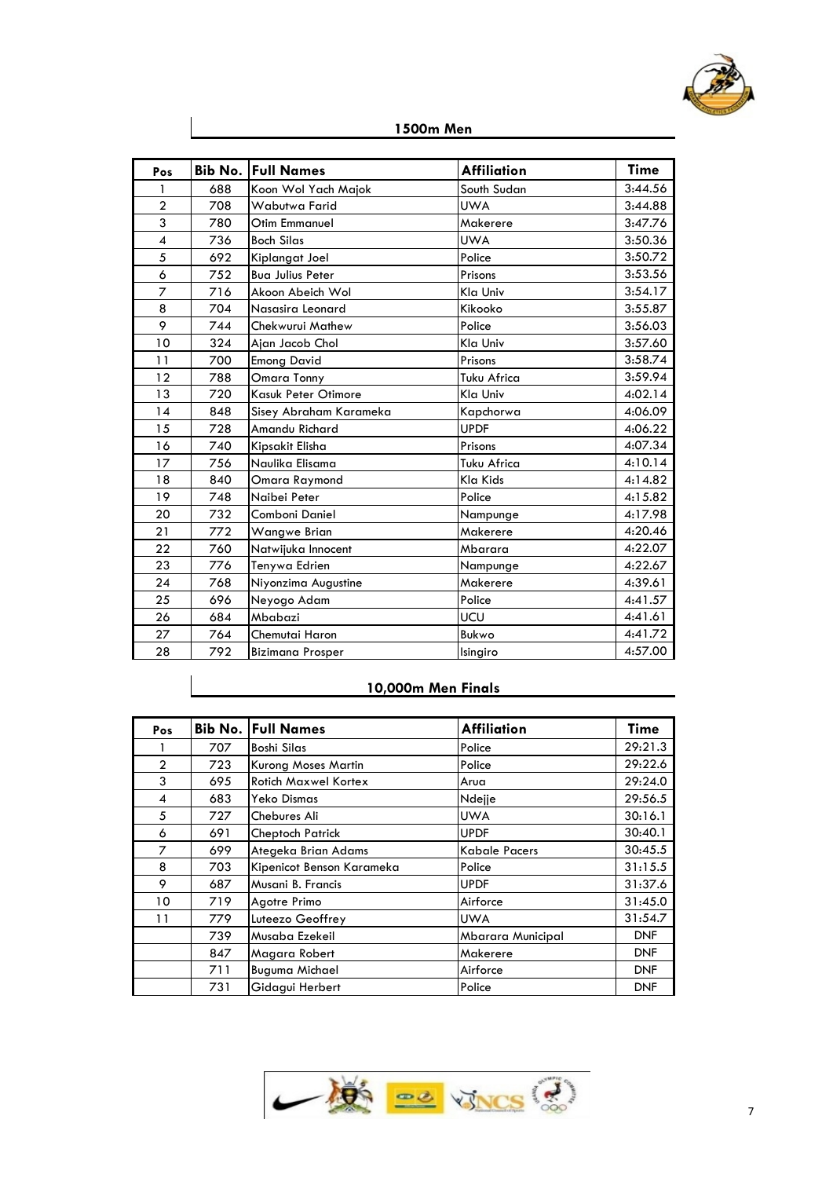## 1500m Men

| Pos | Bib No. | Full Names | Affiliation | Time |
|---|---|---|---|---|
| 1 | 688 | Koon Wol Yach Majok | South Sudan | 3:44.56 |
| 2 | 708 | Wabutwa Farid | UWA | 3:44.88 |
| 3 | 780 | Otim Emmanuel | Makerere | 3:47.76 |
| 4 | 736 | Boch Silas | UWA | 3:50.36 |
| 5 | 692 | Kiplangat Joel | Police | 3:50.72 |
| 6 | 752 | Bua Julius Peter | Prisons | 3:53.56 |
| 7 | 716 | Akoon Abeich Wol | Kla Univ | 3:54.17 |
| 8 | 704 | Nasasira Leonard | Kikooko | 3:55.87 |
| 9 | 744 | Chekwurui Mathew | Police | 3:56.03 |
| 10 | 324 | Ajan Jacob Chol | Kla Univ | 3:57.60 |
| 11 | 700 | Emong David | Prisons | 3:58.74 |
| 12 | 788 | Omara Tonny | Tuku Africa | 3:59.94 |
| 13 | 720 | Kasuk Peter Otimore | Kla Univ | 4:02.14 |
| 14 | 848 | Sisey Abraham Karameka | Kapchorwa | 4:06.09 |
| 15 | 728 | Amandu Richard | UPDF | 4:06.22 |
| 16 | 740 | Kipsakit Elisha | Prisons | 4:07.34 |
| 17 | 756 | Naulika Elisama | Tuku Africa | 4:10.14 |
| 18 | 840 | Omara Raymond | Kla Kids | 4:14.82 |
| 19 | 748 | Naibei Peter | Police | 4:15.82 |
| 20 | 732 | Comboni Daniel | Nampunge | 4:17.98 |
| 21 | 772 | Wangwe Brian | Makerere | 4:20.46 |
| 22 | 760 | Natwijuka Innocent | Mbarara | 4:22.07 |
| 23 | 776 | Tenywa Edrien | Nampunge | 4:22.67 |
| 24 | 768 | Niyonzima Augustine | Makerere | 4:39.61 |
| 25 | 696 | Neyogo Adam | Police | 4:41.57 |
| 26 | 684 | Mbabazi | UCU | 4:41.61 |
| 27 | 764 | Chemutai Haron | Bukwo | 4:41.72 |
| 28 | 792 | Bizimana Prosper | Isingiro | 4:57.00 |

## 10,000m Men Finals

| Pos | Bib No. | Full Names | Affiliation | Time |
|---|---|---|---|---|
| 1 | 707 | Boshi Silas | Police | 29:21.3 |
| 2 | 723 | Kurong Moses Martin | Police | 29:22.6 |
| 3 | 695 | Rotich Maxwel Kortex | Arua | 29:24.0 |
| 4 | 683 | Yeko Dismas | Ndejje | 29:56.5 |
| 5 | 727 | Chebures Ali | UWA | 30:16.1 |
| 6 | 691 | Cheptoch Patrick | UPDF | 30:40.1 |
| 7 | 699 | Ategeka Brian Adams | Kabale Pacers | 30:45.5 |
| 8 | 703 | Kipenicot Benson Karameka | Police | 31:15.5 |
| 9 | 687 | Musani B. Francis | UPDF | 31:37.6 |
| 10 | 719 | Agotre Primo | Airforce | 31:45.0 |
| 11 | 779 | Luteezo Geoffrey | UWA | 31:54.7 |
| | 739 | Musaba Ezekeil | Mbarara Municipal | DNF |
| | 847 | Magara Robert | Makerere | DNF |
| | 711 | Buguma Michael | Airforce | DNF |
| | 731 | Gidagui Herbert | Police | DNF |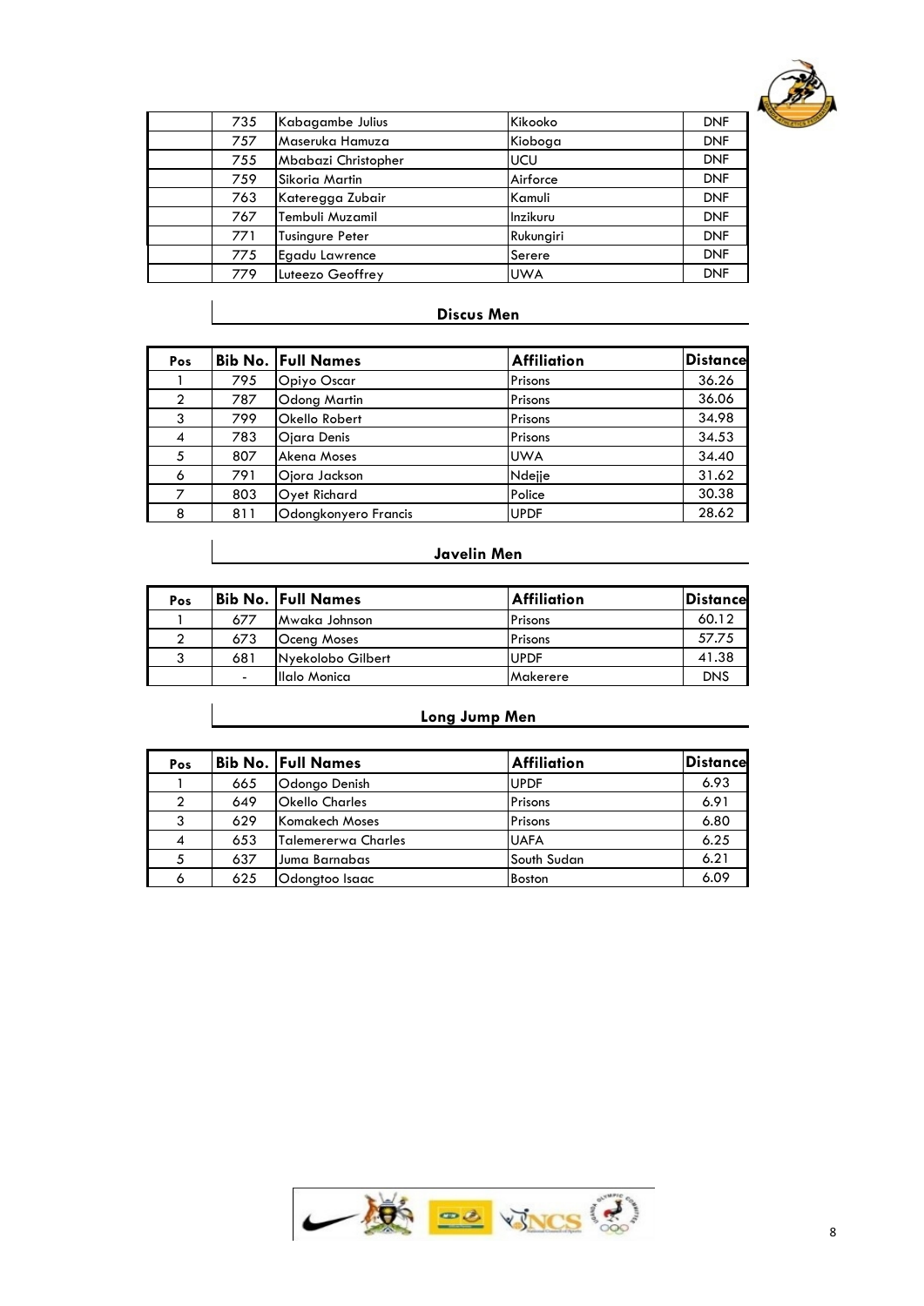| | | | | |
|---|---|---|---|---|
| | 735 | Kabagambe Julius | Kikooko | DNF |
| | 757 | Maseruka Hamuza | Kioboga | DNF |
| | 755 | Mbabazi Christopher | UCU | DNF |
| | 759 | Sikoria Martin | Airforce | DNF |
| | 763 | Kateregga Zubair | Kamuli | DNF |
| | 767 | Tembuli Muzamil | Inzikuru | DNF |
| | 771 | Tusingure Peter | Rukungiri | DNF |
| | 775 | Egadu Lawrence | Serere | DNF |
| | 779 | Luteezo Geoffrey | UWA | DNF |

## Discus Men

| Pos | Bib No. | Full Names | Affiliation | Distance |
|---|---|---|---|---|
| 1 | 795 | Opiyo Oscar | Prisons | 36.26 |
| 2 | 787 | Odong Martin | Prisons | 36.06 |
| 3 | 799 | Okello Robert | Prisons | 34.98 |
| 4 | 783 | Ojara Denis | Prisons | 34.53 |
| 5 | 807 | Akena Moses | UWA | 34.40 |
| 6 | 791 | Ojora Jackson | Ndejje | 31.62 |
| 7 | 803 | Oyet Richard | Police | 30.38 |
| 8 | 811 | Odongkonyero Francis | UPDF | 28.62 |

## Javelin Men

| Pos | Bib No. | Full Names | Affiliation | Distance |
|---|---|---|---|---|
| 1 | 677 | Mwaka Johnson | Prisons | 60.12 |
| 2 | 673 | Oceng Moses | Prisons | 57.75 |
| 3 | 681 | Nyekolobo Gilbert | UPDF | 41.38 |
| | - | Ilalo Monica | Makerere | DNS |

## Long Jump Men

| Pos | Bib No. | Full Names | Affiliation | Distance |
|---|---|---|---|---|
| 1 | 665 | Odongo Denish | UPDF | 6.93 |
| 2 | 649 | Okello Charles | Prisons | 6.91 |
| 3 | 629 | Komakech Moses | Prisons | 6.80 |
| 4 | 653 | Talemererwa Charles | UAFA | 6.25 |
| 5 | 637 | Juma Barnabas | South Sudan | 6.21 |
| 6 | 625 | Odongtoo Isaac | Boston | 6.09 |